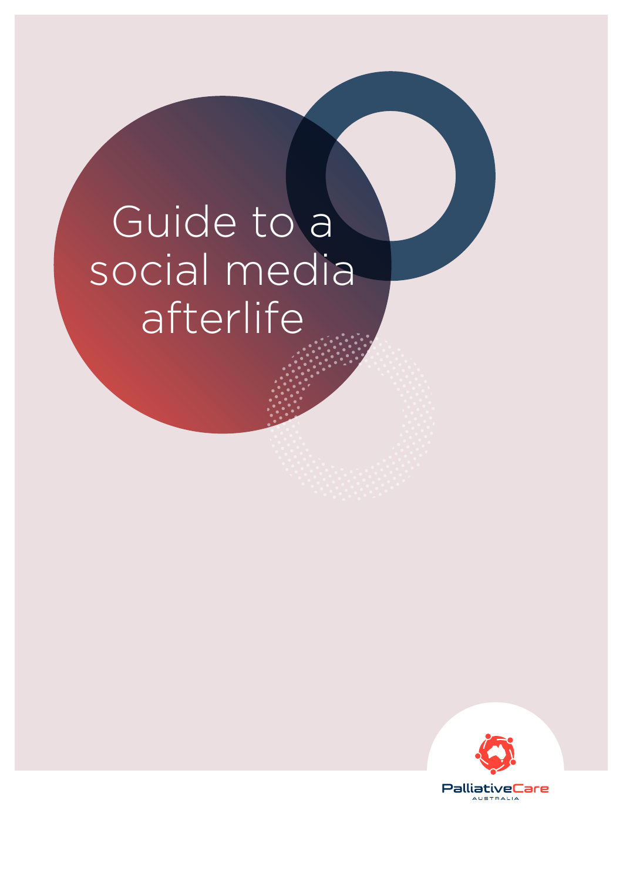# Guide to a social media afterlife

PalliativeCare
AUSTRALIA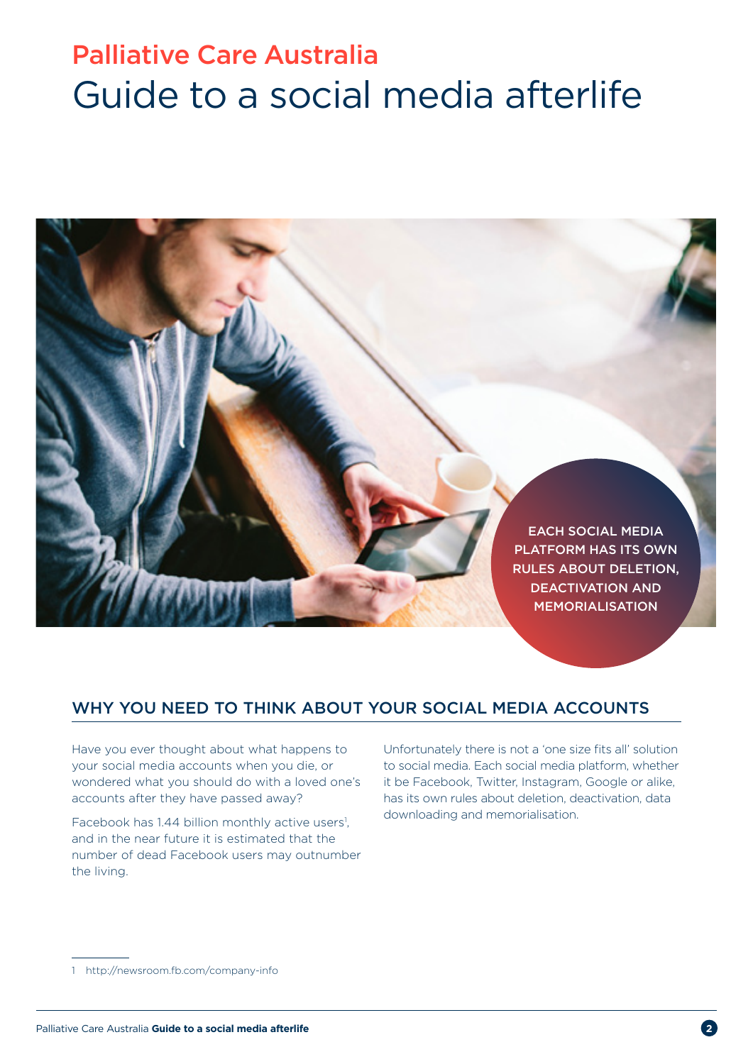# Palliative Care Australia

# Guide to a social media afterlife

EACH SOCIAL MEDIA PLATFORM HAS ITS OWN RULES ABOUT DELETION, DEACTIVATION AND MEMORIALISATION

## WHY YOU NEED TO THINK ABOUT YOUR SOCIAL MEDIA ACCOUNTS

Have you ever thought about what happens to your social media accounts when you die, or wondered what you should do with a loved one's accounts after they have passed away?

Facebook has 1.44 billion monthly active users[1], and in the near future it is estimated that the number of dead Facebook users may outnumber the living.

Unfortunately there is not a 'one size fits all' solution to social media. Each social media platform, whether it be Facebook, Twitter, Instagram, Google or alike, has its own rules about deletion, deactivation, data downloading and memorialisation.

1 http://newsroom.fb.com/company-info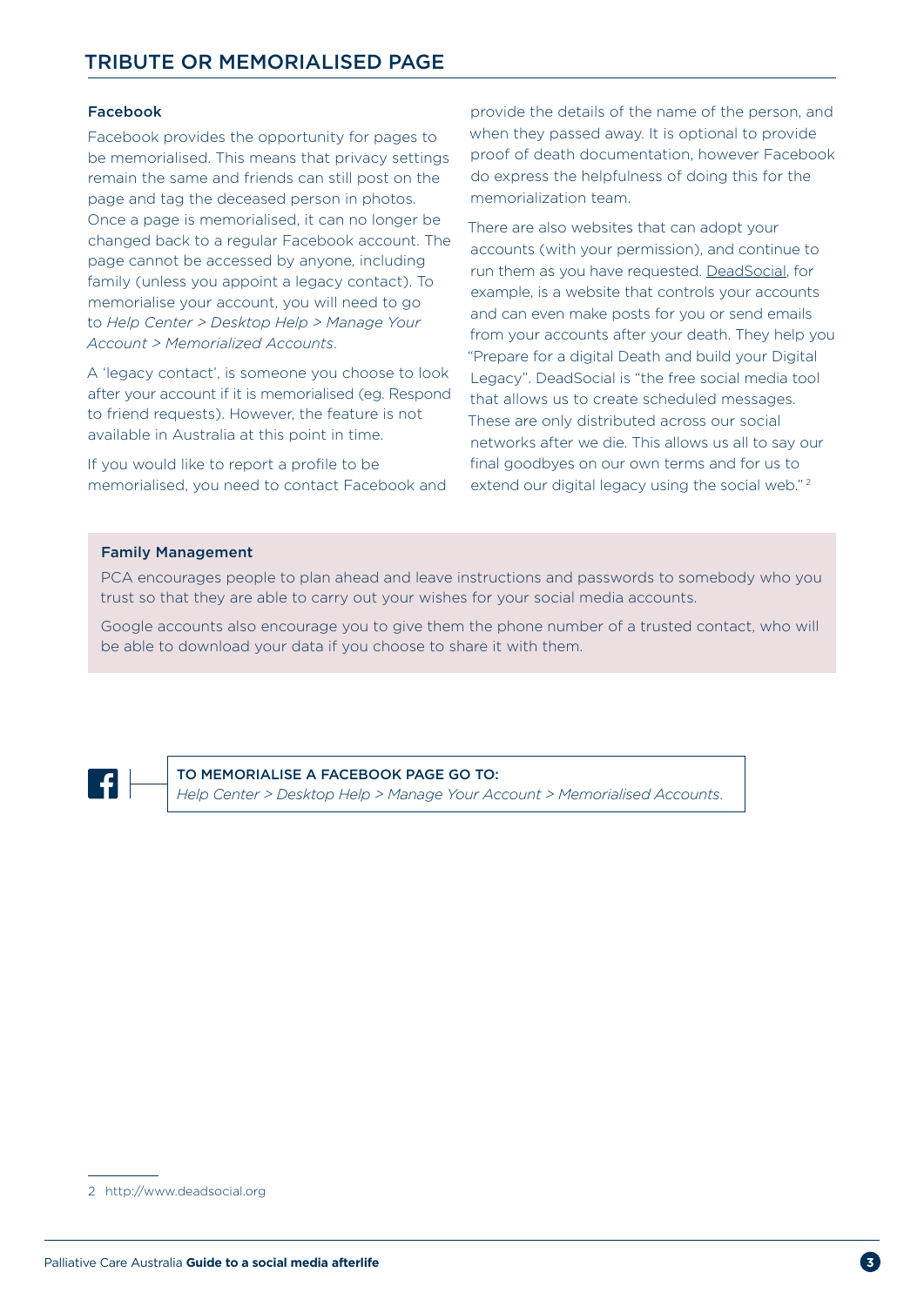## TRIBUTE OR MEMORIALISED PAGE

### Facebook

Facebook provides the opportunity for pages to be memorialised. This means that privacy settings remain the same and friends can still post on the page and tag the deceased person in photos. Once a page is memorialised, it can no longer be changed back to a regular Facebook account. The page cannot be accessed by anyone, including family (unless you appoint a legacy contact). To memorialise your account, you will need to go to *Help Center > Desktop Help > Manage Your Account > Memorialized Accounts*.

A 'legacy contact', is someone you choose to look after your account if it is memorialised (eg. Respond to friend requests). However, the feature is not available in Australia at this point in time.

If you would like to report a profile to be memorialised, you need to contact Facebook and provide the details of the name of the person, and when they passed away. It is optional to provide proof of death documentation, however Facebook do express the helpfulness of doing this for the memorialization team.

There are also websites that can adopt your accounts (with your permission), and continue to run them as you have requested. DeadSocial, for example, is a website that controls your accounts and can even make posts for you or send emails from your accounts after your death. They help you "Prepare for a digital Death and build your Digital Legacy". DeadSocial is "the free social media tool that allows us to create scheduled messages. These are only distributed across our social networks after we die. This allows us all to say our final goodbyes on our own terms and for us to extend our digital legacy using the social web."[2]

### Family Management

PCA encourages people to plan ahead and leave instructions and passwords to somebody who you trust so that they are able to carry out your wishes for your social media accounts.

Google accounts also encourage you to give them the phone number of a trusted contact, who will be able to download your data if you choose to share it with them.

**TO MEMORIALISE A FACEBOOK PAGE GO TO:**
*Help Center > Desktop Help > Manage Your Account > Memorialised Accounts.*

---

2 http://www.deadsocial.org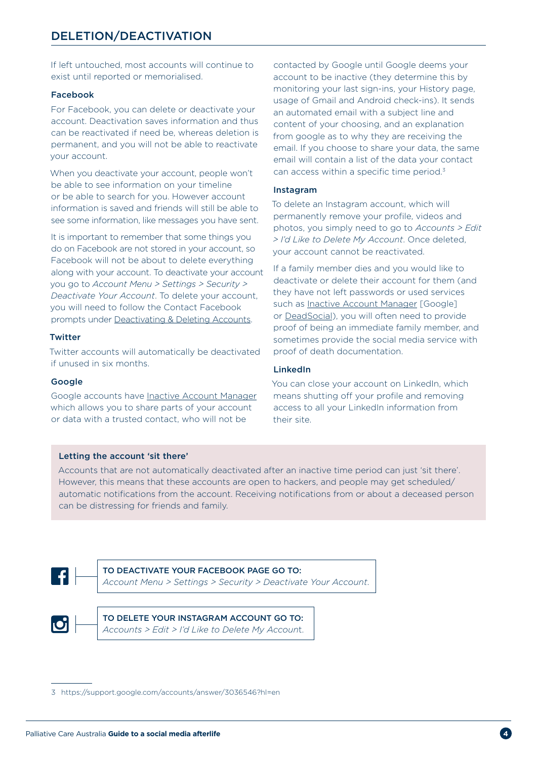## DELETION/DEACTIVATION

If left untouched, most accounts will continue to exist until reported or memorialised.

### Facebook

For Facebook, you can delete or deactivate your account. Deactivation saves information and thus can be reactivated if need be, whereas deletion is permanent, and you will not be able to reactivate your account.

When you deactivate your account, people won't be able to see information on your timeline or be able to search for you. However account information is saved and friends will still be able to see some information, like messages you have sent.

It is important to remember that some things you do on Facebook are not stored in your account, so Facebook will not be about to delete everything along with your account. To deactivate your account you go to *Account Menu > Settings > Security > Deactivate Your Account*. To delete your account, you will need to follow the Contact Facebook prompts under Deactivating & Deleting Accounts.

### Twitter

Twitter accounts will automatically be deactivated if unused in six months.

### Google

Google accounts have Inactive Account Manager which allows you to share parts of your account or data with a trusted contact, who will not be contacted by Google until Google deems your account to be inactive (they determine this by monitoring your last sign-ins, your History page, usage of Gmail and Android check-ins). It sends an automated email with a subject line and content of your choosing, and an explanation from google as to why they are receiving the email. If you choose to share your data, the same email will contain a list of the data your contact can access within a specific time period.[3]

### Instagram

To delete an Instagram account, which will permanently remove your profile, videos and photos, you simply need to go to *Accounts > Edit > I'd Like to Delete My Account*. Once deleted, your account cannot be reactivated.

If a family member dies and you would like to deactivate or delete their account for them (and they have not left passwords or used services such as Inactive Account Manager [Google] or DeadSocial), you will often need to provide proof of being an immediate family member, and sometimes provide the social media service with proof of death documentation.

### LinkedIn

You can close your account on LinkedIn, which means shutting off your profile and removing access to all your LinkedIn information from their site.

**Letting the account 'sit there'**

Accounts that are not automatically deactivated after an inactive time period can just 'sit there'. However, this means that these accounts are open to hackers, and people may get scheduled/automatic notifications from the account. Receiving notifications from or about a deceased person can be distressing for friends and family.

**TO DEACTIVATE YOUR FACEBOOK PAGE GO TO:**
*Account Menu > Settings > Security > Deactivate Your Account.*

**TO DELETE YOUR INSTAGRAM ACCOUNT GO TO:**
*Accounts > Edit > I'd Like to Delete My Account.*

---

3 https://support.google.com/accounts/answer/3036546?hl=en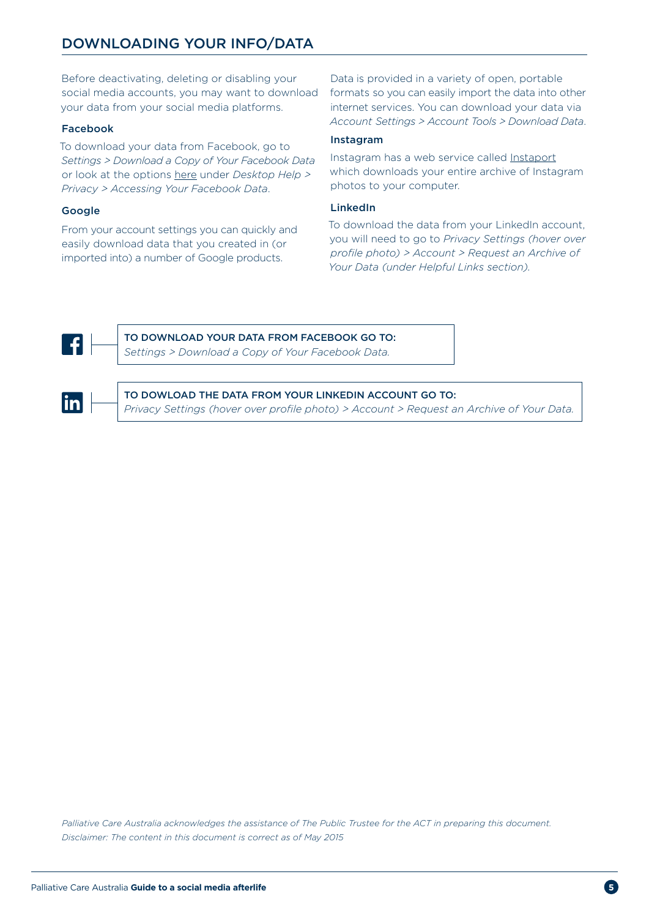## DOWNLOADING YOUR INFO/DATA

Before deactivating, deleting or disabling your social media accounts, you may want to download your data from your social media platforms.

### Facebook

To download your data from Facebook, go to *Settings > Download a Copy of Your Facebook Data* or look at the options here under *Desktop Help > Privacy > Accessing Your Facebook Data*.

### Google

From your account settings you can quickly and easily download data that you created in (or imported into) a number of Google products.

Data is provided in a variety of open, portable formats so you can easily import the data into other internet services. You can download your data via *Account Settings > Account Tools > Download Data*.

### Instagram

Instagram has a web service called Instaport which downloads your entire archive of Instagram photos to your computer.

### LinkedIn

To download the data from your LinkedIn account, you will need to go to *Privacy Settings (hover over profile photo) > Account > Request an Archive of Your Data (under Helpful Links section)*.

TO DOWNLOAD YOUR DATA FROM FACEBOOK GO TO:
*Settings > Download a Copy of Your Facebook Data.*

TO DOWLOAD THE DATA FROM YOUR LINKEDIN ACCOUNT GO TO:
*Privacy Settings (hover over profile photo) > Account > Request an Archive of Your Data.*

*Palliative Care Australia acknowledges the assistance of The Public Trustee for the ACT in preparing this document.*
*Disclaimer: The content in this document is correct as of May 2015*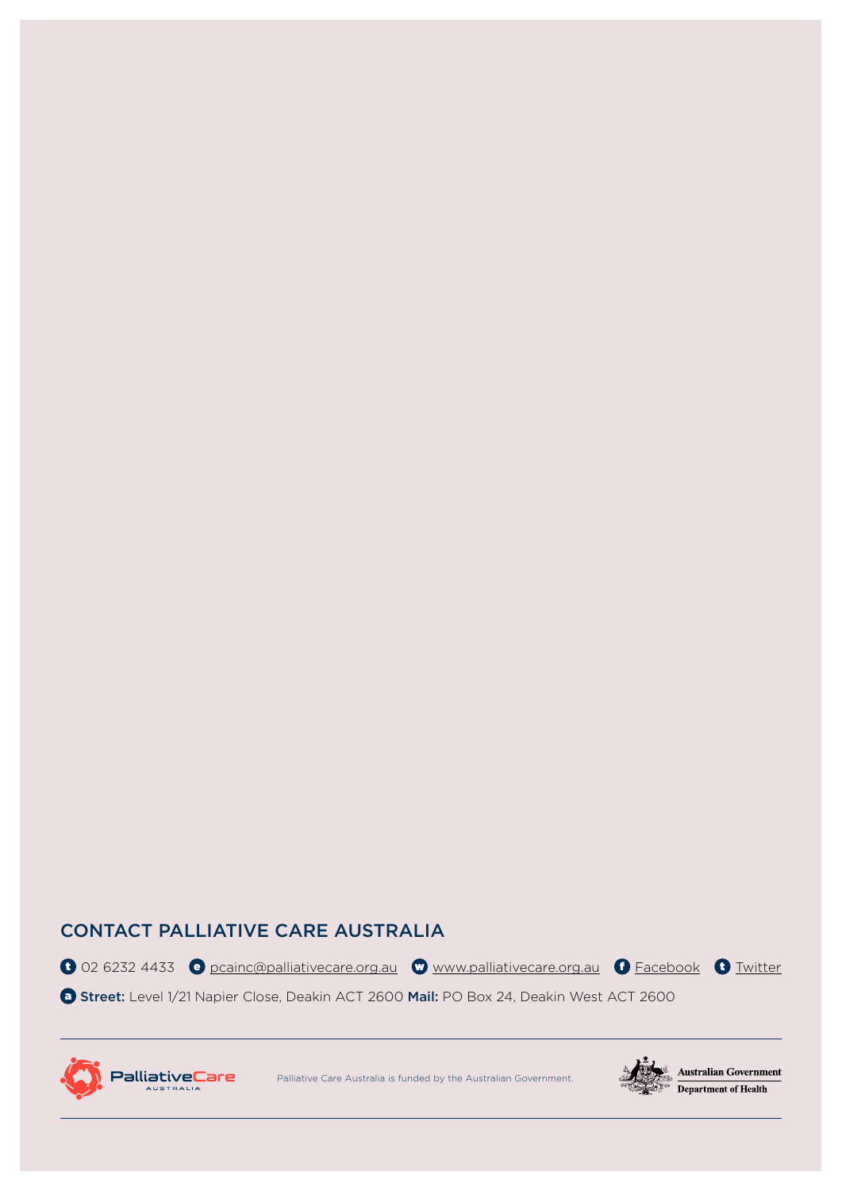## CONTACT PALLIATIVE CARE AUSTRALIA

t 02 6232 4433 e pcainc@palliativecare.org.au w www.palliativecare.org.au f Facebook t Twitter

a **Street:** Level 1/21 Napier Close, Deakin ACT 2600 **Mail:** PO Box 24, Deakin West ACT 2600

Palliative Care Australia is funded by the Australian Government.

Australian Government
Department of Health